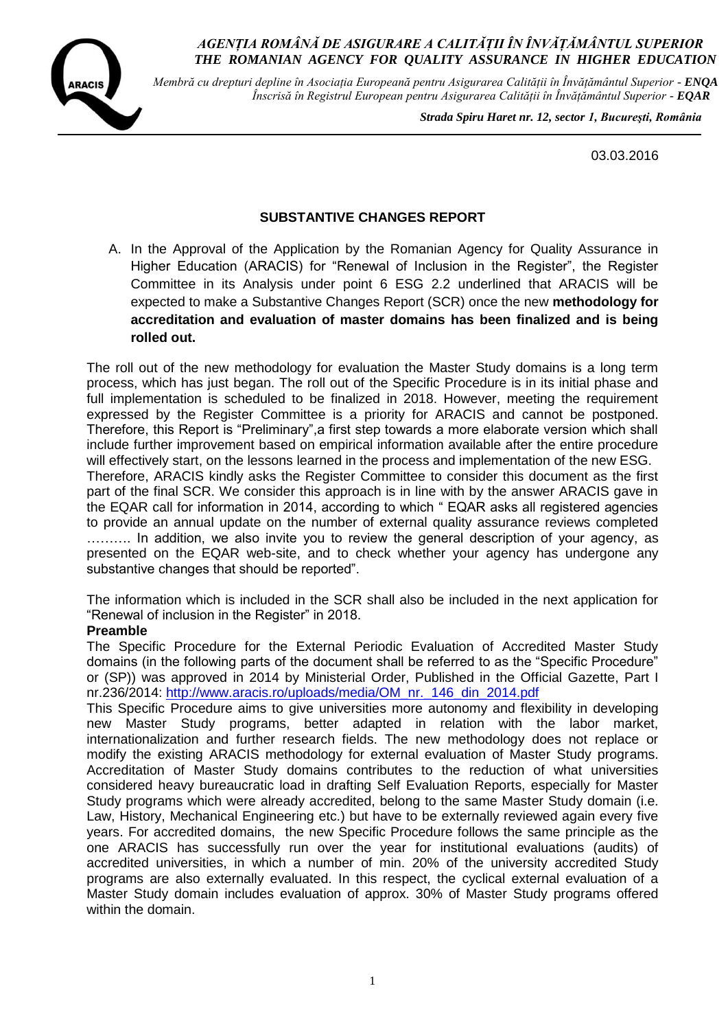*AGENȚIA ROMÂNĂ DE ASIGURARE A CALITĂȚII ÎN ÎNVĂȚĂMÂNTUL SUPERIOR*
*THE ROMANIAN AGENCY FOR QUALITY ASSURANCE IN HIGHER EDUCATION*

*Membră cu drepturi depline în Asociația Europeană pentru Asigurarea Calității în Învățământul Superior - **ENQA***
*Înscrisă în Registrul European pentru Asigurarea Calității în Învățământul Superior - **EQAR***

***Strada Spiru Haret nr. 12, sector 1, București, România***

03.03.2016

## SUBSTANTIVE CHANGES REPORT

A. In the Approval of the Application by the Romanian Agency for Quality Assurance in Higher Education (ARACIS) for "Renewal of Inclusion in the Register", the Register Committee in its Analysis under point 6 ESG 2.2 underlined that ARACIS will be expected to make a Substantive Changes Report (SCR) once the new **methodology for accreditation and evaluation of master domains has been finalized and is being rolled out.**

The roll out of the new methodology for evaluation the Master Study domains is a long term process, which has just began. The roll out of the Specific Procedure is in its initial phase and full implementation is scheduled to be finalized in 2018. However, meeting the requirement expressed by the Register Committee is a priority for ARACIS and cannot be postponed. Therefore, this Report is "Preliminary",a first step towards a more elaborate version which shall include further improvement based on empirical information available after the entire procedure will effectively start, on the lessons learned in the process and implementation of the new ESG.
Therefore, ARACIS kindly asks the Register Committee to consider this document as the first part of the final SCR. We consider this approach is in line with by the answer ARACIS gave in the EQAR call for information in 2014, according to which " EQAR asks all registered agencies to provide an annual update on the number of external quality assurance reviews completed ………. In addition, we also invite you to review the general description of your agency, as presented on the EQAR web-site, and to check whether your agency has undergone any substantive changes that should be reported".

The information which is included in the SCR shall also be included in the next application for "Renewal of inclusion in the Register" in 2018.

**Preamble**

The Specific Procedure for the External Periodic Evaluation of Accredited Master Study domains (in the following parts of the document shall be referred to as the "Specific Procedure" or (SP)) was approved in 2014 by Ministerial Order, Published in the Official Gazette, Part I nr.236/2014: [http://www.aracis.ro/uploads/media/OM_nr._146_din_2014.pdf](http://www.aracis.ro/uploads/media/OM_nr._146_din_2014.pdf)

This Specific Procedure aims to give universities more autonomy and flexibility in developing new Master Study programs, better adapted in relation with the labor market, internationalization and further research fields. The new methodology does not replace or modify the existing ARACIS methodology for external evaluation of Master Study programs. Accreditation of Master Study domains contributes to the reduction of what universities considered heavy bureaucratic load in drafting Self Evaluation Reports, especially for Master Study programs which were already accredited, belong to the same Master Study domain (i.e. Law, History, Mechanical Engineering etc.) but have to be externally reviewed again every five years. For accredited domains, the new Specific Procedure follows the same principle as the one ARACIS has successfully run over the year for institutional evaluations (audits) of accredited universities, in which a number of min. 20% of the university accredited Study programs are also externally evaluated. In this respect, the cyclical external evaluation of a Master Study domain includes evaluation of approx. 30% of Master Study programs offered within the domain.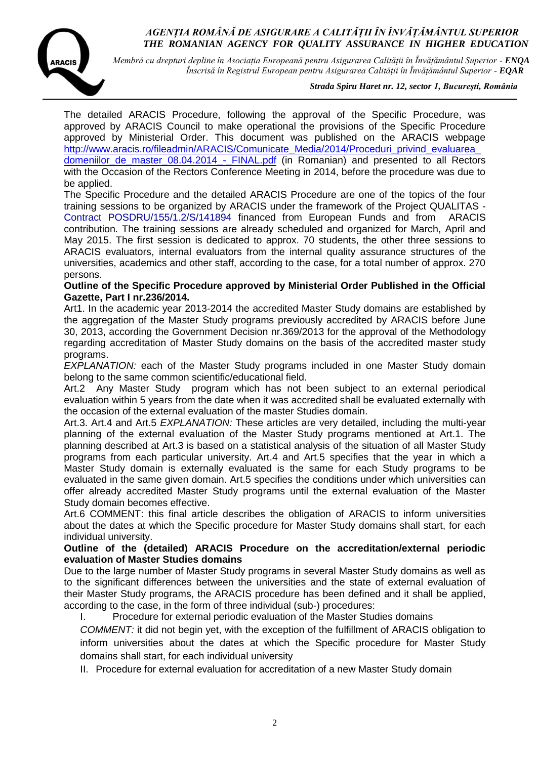The detailed ARACIS Procedure, following the approval of the Specific Procedure, was approved by ARACIS Council to make operational the provisions of the Specific Procedure approved by Ministerial Order. This document was published on the ARACIS webpage http://www.aracis.ro/fileadmin/ARACIS/Comunicate_Media/2014/Proceduri_privind_evaluarea_domeniilor_de_master_08.04.2014_-_FINAL.pdf (in Romanian) and presented to all Rectors with the Occasion of the Rectors Conference Meeting in 2014, before the procedure was due to be applied.

The Specific Procedure and the detailed ARACIS Procedure are one of the topics of the four training sessions to be organized by ARACIS under the framework of the Project QUALITAS - Contract POSDRU/155/1.2/S/141894 financed from European Funds and from ARACIS contribution. The training sessions are already scheduled and organized for March, April and May 2015. The first session is dedicated to approx. 70 students, the other three sessions to ARACIS evaluators, internal evaluators from the internal quality assurance structures of the universities, academics and other staff, according to the case, for a total number of approx. 270 persons.

**Outline of the Specific Procedure approved by Ministerial Order Published in the Official Gazette, Part I nr.236/2014.**

Art1. In the academic year 2013-2014 the accredited Master Study domains are established by the aggregation of the Master Study programs previously accredited by ARACIS before June 30, 2013, according the Government Decision nr.369/2013 for the approval of the Methodology regarding accreditation of Master Study domains on the basis of the accredited master study programs.

*EXPLANATION:* each of the Master Study programs included in one Master Study domain belong to the same common scientific/educational field.

Art.2 Any Master Study program which has not been subject to an external periodical evaluation within 5 years from the date when it was accredited shall be evaluated externally with the occasion of the external evaluation of the master Studies domain.

Art.3. Art.4 and Art.5 *EXPLANATION:* These articles are very detailed, including the multi-year planning of the external evaluation of the Master Study programs mentioned at Art.1. The planning described at Art.3 is based on a statistical analysis of the situation of all Master Study programs from each particular university. Art.4 and Art.5 specifies that the year in which a Master Study domain is externally evaluated is the same for each Study programs to be evaluated in the same given domain. Art.5 specifies the conditions under which universities can offer already accredited Master Study programs until the external evaluation of the Master Study domain becomes effective.

Art.6 COMMENT: this final article describes the obligation of ARACIS to inform universities about the dates at which the Specific procedure for Master Study domains shall start, for each individual university.

**Outline of the (detailed) ARACIS Procedure on the accreditation/external periodic evaluation of Master Studies domains**

Due to the large number of Master Study programs in several Master Study domains as well as to the significant differences between the universities and the state of external evaluation of their Master Study programs, the ARACIS procedure has been defined and it shall be applied, according to the case, in the form of three individual (sub-) procedures:

I. Procedure for external periodic evaluation of the Master Studies domains

*COMMENT:* it did not begin yet, with the exception of the fulfillment of ARACIS obligation to inform universities about the dates at which the Specific procedure for Master Study domains shall start, for each individual university

II. Procedure for external evaluation for accreditation of a new Master Study domain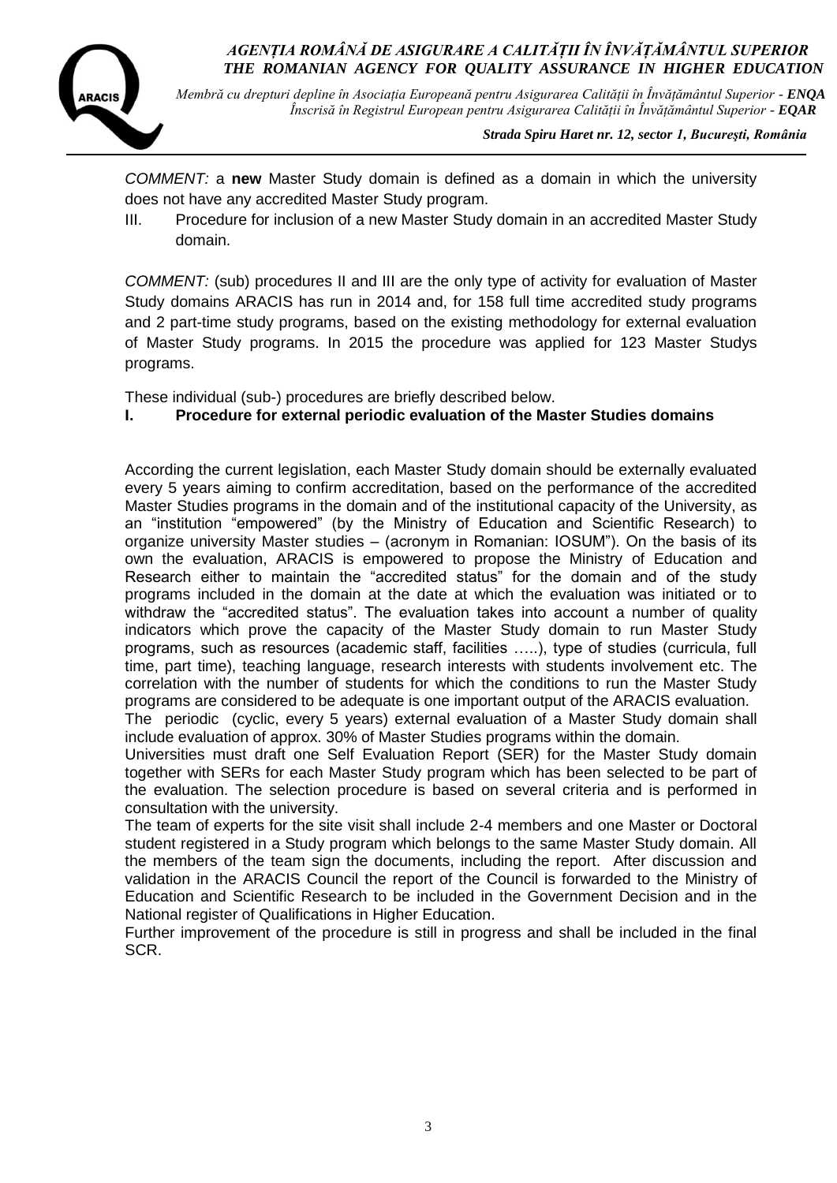*COMMENT:* a **new** Master Study domain is defined as a domain in which the university does not have any accredited Master Study program.

III. Procedure for inclusion of a new Master Study domain in an accredited Master Study domain.

*COMMENT:* (sub) procedures II and III are the only type of activity for evaluation of Master Study domains ARACIS has run in 2014 and, for 158 full time accredited study programs and 2 part-time study programs, based on the existing methodology for external evaluation of Master Study programs. In 2015 the procedure was applied for 123 Master Studys programs.

These individual (sub-) procedures are briefly described below.

**I. Procedure for external periodic evaluation of the Master Studies domains**

According the current legislation, each Master Study domain should be externally evaluated every 5 years aiming to confirm accreditation, based on the performance of the accredited Master Studies programs in the domain and of the institutional capacity of the University, as an "institution "empowered" (by the Ministry of Education and Scientific Research) to organize university Master studies – (acronym in Romanian: IOSUM"). On the basis of its own the evaluation, ARACIS is empowered to propose the Ministry of Education and Research either to maintain the "accredited status" for the domain and of the study programs included in the domain at the date at which the evaluation was initiated or to withdraw the "accredited status". The evaluation takes into account a number of quality indicators which prove the capacity of the Master Study domain to run Master Study programs, such as resources (academic staff, facilities …..), type of studies (curricula, full time, part time), teaching language, research interests with students involvement etc. The correlation with the number of students for which the conditions to run the Master Study programs are considered to be adequate is one important output of the ARACIS evaluation.

The periodic (cyclic, every 5 years) external evaluation of a Master Study domain shall include evaluation of approx. 30% of Master Studies programs within the domain.

Universities must draft one Self Evaluation Report (SER) for the Master Study domain together with SERs for each Master Study program which has been selected to be part of the evaluation. The selection procedure is based on several criteria and is performed in consultation with the university.

The team of experts for the site visit shall include 2-4 members and one Master or Doctoral student registered in a Study program which belongs to the same Master Study domain. All the members of the team sign the documents, including the report. After discussion and validation in the ARACIS Council the report of the Council is forwarded to the Ministry of Education and Scientific Research to be included in the Government Decision and in the National register of Qualifications in Higher Education.

Further improvement of the procedure is still in progress and shall be included in the final SCR.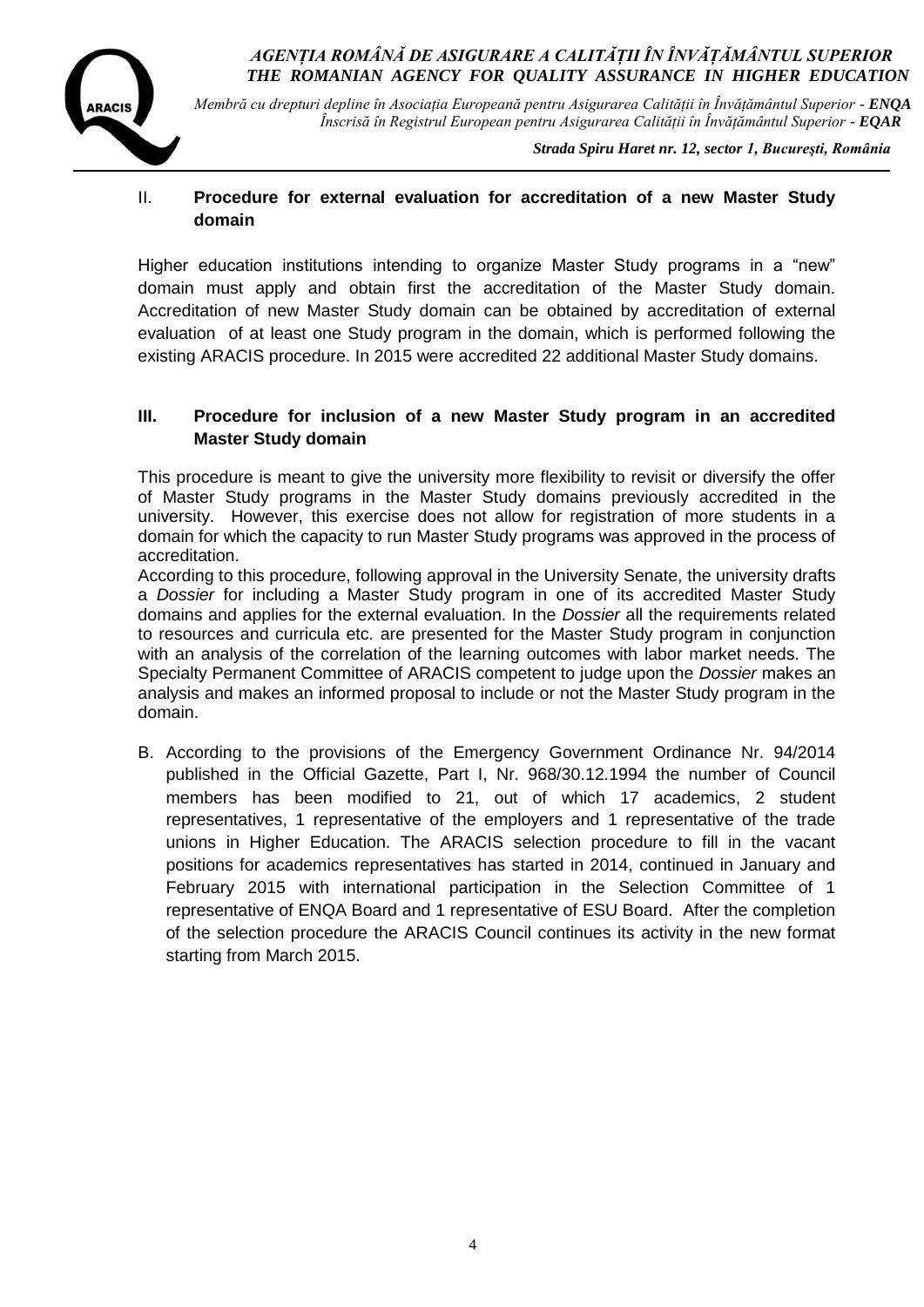## II. Procedure for external evaluation for accreditation of a new Master Study domain

Higher education institutions intending to organize Master Study programs in a "new" domain must apply and obtain first the accreditation of the Master Study domain. Accreditation of new Master Study domain can be obtained by accreditation of external evaluation of at least one Study program in the domain, which is performed following the existing ARACIS procedure. In 2015 were accredited 22 additional Master Study domains.

## III. Procedure for inclusion of a new Master Study program in an accredited Master Study domain

This procedure is meant to give the university more flexibility to revisit or diversify the offer of Master Study programs in the Master Study domains previously accredited in the university. However, this exercise does not allow for registration of more students in a domain for which the capacity to run Master Study programs was approved in the process of accreditation.

According to this procedure, following approval in the University Senate, the university drafts a *Dossier* for including a Master Study program in one of its accredited Master Study domains and applies for the external evaluation. In the *Dossier* all the requirements related to resources and curricula etc. are presented for the Master Study program in conjunction with an analysis of the correlation of the learning outcomes with labor market needs. The Specialty Permanent Committee of ARACIS competent to judge upon the *Dossier* makes an analysis and makes an informed proposal to include or not the Master Study program in the domain.

B. According to the provisions of the Emergency Government Ordinance Nr. 94/2014 published in the Official Gazette, Part I, Nr. 968/30.12.1994 the number of Council members has been modified to 21, out of which 17 academics, 2 student representatives, 1 representative of the employers and 1 representative of the trade unions in Higher Education. The ARACIS selection procedure to fill in the vacant positions for academics representatives has started in 2014, continued in January and February 2015 with international participation in the Selection Committee of 1 representative of ENQA Board and 1 representative of ESU Board. After the completion of the selection procedure the ARACIS Council continues its activity in the new format starting from March 2015.